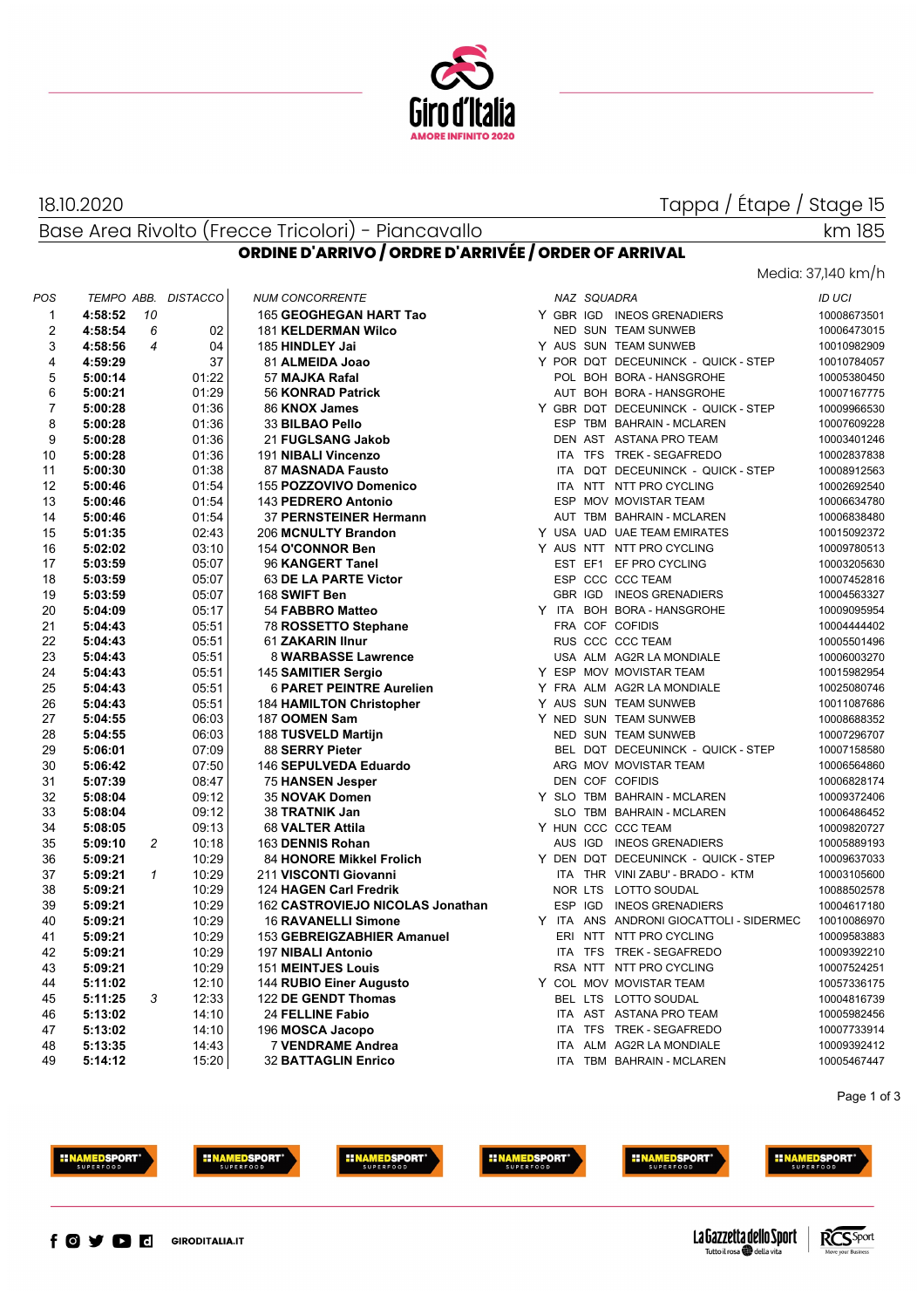18.10.2020

Tappa / Étape / Stage 15

Base Area Rivolto (Frecce Tricolori) - Piancavallo

km 185

## ORDINE D'ARRIVO / ORDRE D'ARRIVÉE / ORDER OF ARRIVAL

Media: 37,140 km/h

| POS | TEMPO | ABB. | DISTACCO | NUM | CONCORRENTE | | NAZ | SQUADRA | | ID UCI |
|---|---|---|---|---|---|---|---|---|---|---|
| 1 | **4:58:52** | 10 | | 165 | **GEOGHEGAN HART Tao** | Y | GBR | IGD | INEOS GRENADIERS | 10008673501 |
| 2 | **4:58:54** | 6 | 02 | 181 | **KELDERMAN Wilco** | | NED | SUN | TEAM SUNWEB | 10006473015 |
| 3 | **4:58:56** | 4 | 04 | 185 | **HINDLEY Jai** | Y | AUS | SUN | TEAM SUNWEB | 10010982909 |
| 4 | **4:59:29** | | 37 | 81 | **ALMEIDA Joao** | Y | POR | DQT | DECEUNINCK - QUICK - STEP | 10010784057 |
| 5 | **5:00:14** | | 01:22 | 57 | **MAJKA Rafal** | | POL | BOH | BORA - HANSGROHE | 10005380450 |
| 6 | **5:00:21** | | 01:29 | 56 | **KONRAD Patrick** | | AUT | BOH | BORA - HANSGROHE | 10007167775 |
| 7 | **5:00:28** | | 01:36 | 86 | **KNOX James** | Y | GBR | DQT | DECEUNINCK - QUICK - STEP | 10009966530 |
| 8 | **5:00:28** | | 01:36 | 33 | **BILBAO Pello** | | ESP | TBM | BAHRAIN - MCLAREN | 10007609228 |
| 9 | **5:00:28** | | 01:36 | 21 | **FUGLSANG Jakob** | | DEN | AST | ASTANA PRO TEAM | 10003401246 |
| 10 | **5:00:28** | | 01:36 | 191 | **NIBALI Vincenzo** | | ITA | TFS | TREK - SEGAFREDO | 10002837838 |
| 11 | **5:00:30** | | 01:38 | 87 | **MASNADA Fausto** | | ITA | DQT | DECEUNINCK - QUICK - STEP | 10008912563 |
| 12 | **5:00:46** | | 01:54 | 155 | **POZZOVIVO Domenico** | | ITA | NTT | NTT PRO CYCLING | 10002692540 |
| 13 | **5:00:46** | | 01:54 | 143 | **PEDRERO Antonio** | | ESP | MOV | MOVISTAR TEAM | 10006634780 |
| 14 | **5:00:46** | | 01:54 | 37 | **PERNSTEINER Hermann** | | AUT | TBM | BAHRAIN - MCLAREN | 10006838480 |
| 15 | **5:01:35** | | 02:43 | 206 | **MCNULTY Brandon** | Y | USA | UAD | UAE TEAM EMIRATES | 10015092372 |
| 16 | **5:02:02** | | 03:10 | 154 | **O'CONNOR Ben** | Y | AUS | NTT | NTT PRO CYCLING | 10009780513 |
| 17 | **5:03:59** | | 05:07 | 96 | **KANGERT Tanel** | | EST | EF1 | EF PRO CYCLING | 10003205630 |
| 18 | **5:03:59** | | 05:07 | 63 | **DE LA PARTE Victor** | | ESP | CCC | CCC TEAM | 10007452816 |
| 19 | **5:03:59** | | 05:07 | 168 | **SWIFT Ben** | | GBR | IGD | INEOS GRENADIERS | 10004563327 |
| 20 | **5:04:09** | | 05:17 | 54 | **FABBRO Matteo** | Y | ITA | BOH | BORA - HANSGROHE | 10009095954 |
| 21 | **5:04:43** | | 05:51 | 78 | **ROSSETTO Stephane** | | FRA | COF | COFIDIS | 10004444402 |
| 22 | **5:04:43** | | 05:51 | 61 | **ZAKARIN Ilnur** | | RUS | CCC | CCC TEAM | 10005501496 |
| 23 | **5:04:43** | | 05:51 | 8 | **WARBASSE Lawrence** | | USA | ALM | AG2R LA MONDIALE | 10006003270 |
| 24 | **5:04:43** | | 05:51 | 145 | **SAMITIER Sergio** | Y | ESP | MOV | MOVISTAR TEAM | 10015982954 |
| 25 | **5:04:43** | | 05:51 | 6 | **PARET PEINTRE Aurelien** | Y | FRA | ALM | AG2R LA MONDIALE | 10025080746 |
| 26 | **5:04:43** | | 05:51 | 184 | **HAMILTON Christopher** | Y | AUS | SUN | TEAM SUNWEB | 10011087686 |
| 27 | **5:04:55** | | 06:03 | 187 | **OOMEN Sam** | Y | NED | SUN | TEAM SUNWEB | 10008688352 |
| 28 | **5:04:55** | | 06:03 | 188 | **TUSVELD Martijn** | | NED | SUN | TEAM SUNWEB | 10007296707 |
| 29 | **5:06:01** | | 07:09 | 88 | **SERRY Pieter** | | BEL | DQT | DECEUNINCK - QUICK - STEP | 10007158580 |
| 30 | **5:06:42** | | 07:50 | 146 | **SEPULVEDA Eduardo** | | ARG | MOV | MOVISTAR TEAM | 10006564860 |
| 31 | **5:07:39** | | 08:47 | 75 | **HANSEN Jesper** | | DEN | COF | COFIDIS | 10006828174 |
| 32 | **5:08:04** | | 09:12 | 35 | **NOVAK Domen** | Y | SLO | TBM | BAHRAIN - MCLAREN | 10009372406 |
| 33 | **5:08:04** | | 09:12 | 38 | **TRATNIK Jan** | | SLO | TBM | BAHRAIN - MCLAREN | 10006484362 |
| 34 | **5:08:05** | | 09:13 | 68 | **VALTER Attila** | Y | HUN | CCC | CCC TEAM | 10009820727 |
| 35 | **5:09:10** | 2 | 10:18 | 163 | **DENNIS Rohan** | | AUS | IGD | INEOS GRENADIERS | 10005889193 |
| 36 | **5:09:21** | | 10:29 | 84 | **HONORE Mikkel Frolich** | Y | DEN | DQT | DECEUNINCK - QUICK - STEP | 10009637033 |
| 37 | **5:09:21** | 1 | 10:29 | 211 | **VISCONTI Giovanni** | | ITA | THR | VINI ZABU' - BRADO - KTM | 10003105600 |
| 38 | **5:09:21** | | 10:29 | 124 | **HAGEN Carl Fredrik** | | NOR | LTS | LOTTO SOUDAL | 10088502578 |
| 39 | **5:09:21** | | 10:29 | 162 | **CASTROVIEJO NICOLAS Jonathan** | | ESP | IGD | INEOS GRENADIERS | 10004617180 |
| 40 | **5:09:21** | | 10:29 | 16 | **RAVANELLI Simone** | Y | ITA | ANS | ANDRONI GIOCATTOLI - SIDERMEC | 10010086970 |
| 41 | **5:09:21** | | 10:29 | 153 | **GEBREIGZABHIER Amanuel** | | ERI | NTT | NTT PRO CYCLING | 10009583883 |
| 42 | **5:09:21** | | 10:29 | 197 | **NIBALI Antonio** | | ITA | TFS | TREK - SEGAFREDO | 10009392210 |
| 43 | **5:09:21** | | 10:29 | 151 | **MEINTJES Louis** | | RSA | NTT | NTT PRO CYCLING | 10007524251 |
| 44 | **5:11:02** | | 12:10 | 144 | **RUBIO Einer Augusto** | Y | COL | MOV | MOVISTAR TEAM | 10057336175 |
| 45 | **5:11:25** | 3 | 12:33 | 122 | **DE GENDT Thomas** | | BEL | LTS | LOTTO SOUDAL | 10004816739 |
| 46 | **5:13:02** | | 14:10 | 24 | **FELLINE Fabio** | | ITA | AST | ASTANA PRO TEAM | 10005982456 |
| 47 | **5:13:02** | | 14:10 | 196 | **MOSCA Jacopo** | | ITA | TFS | TREK - SEGAFREDO | 10007733914 |
| 48 | **5:13:35** | | 14:43 | 7 | **VENDRAME Andrea** | | ITA | ALM | AG2R LA MONDIALE | 10009392412 |
| 49 | **5:14:12** | | 15:20 | 32 | **BATTAGLIN Enrico** | | ITA | TBM | BAHRAIN - MCLAREN | 10005467447 |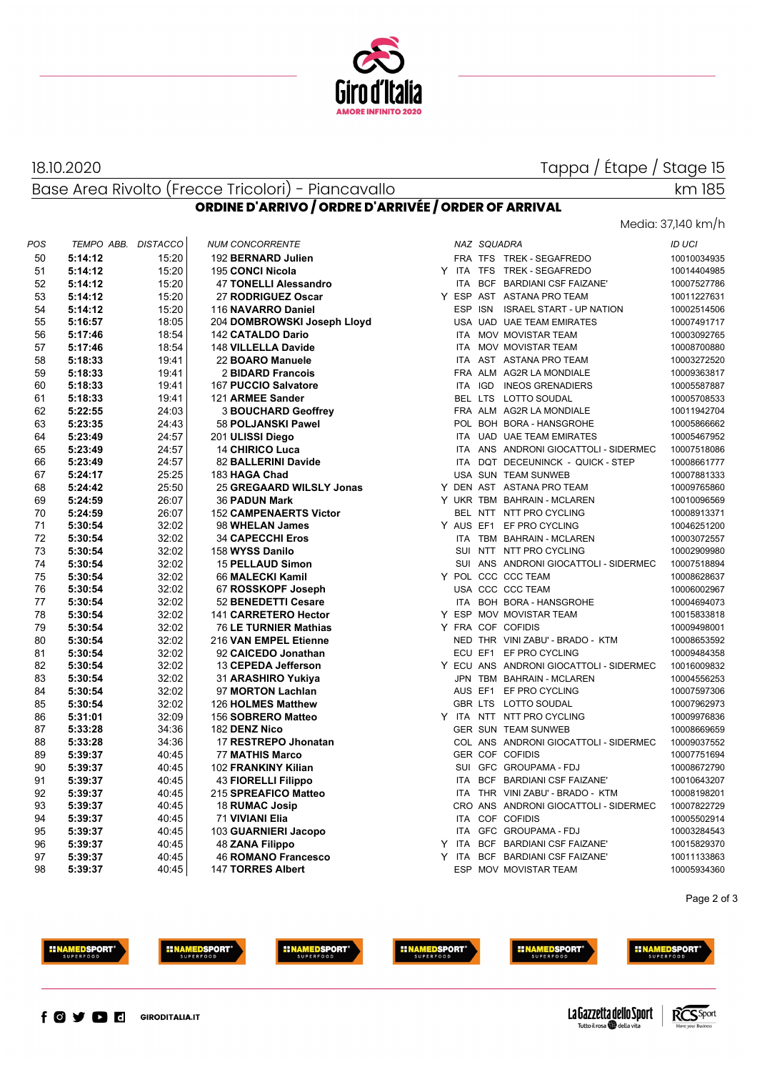18.10.2020

Tappa / Étape / Stage 15

Base Area Rivolto (Frecce Tricolori) - Piancavallo

km 185

## ORDINE D'ARRIVO / ORDRE D'ARRIVÉE / ORDER OF ARRIVAL

Media: 37,140 km/h

| POS | TEMPO | ABB. | DISTACCO | NUM | CONCORRENTE | | NAZ | SQUADRA | | ID UCI |
|---|---|---|---|---|---|---|---|---|---|---|
| 50 | **5:14:12** | | 15:20 | 192 | **BERNARD Julien** | | FRA | TFS | TREK - SEGAFREDO | 10010034935 |
| 51 | **5:14:12** | | 15:20 | 195 | **CONCI Nicola** | Y | ITA | TFS | TREK - SEGAFREDO | 10014404985 |
| 52 | **5:14:12** | | 15:20 | 47 | **TONELLI Alessandro** | | ITA | BCF | BARDIANI CSF FAIZANE' | 10007527786 |
| 53 | **5:14:12** | | 15:20 | 27 | **RODRIGUEZ Oscar** | Y | ESP | AST | ASTANA PRO TEAM | 10011227631 |
| 54 | **5:14:12** | | 15:20 | 116 | **NAVARRO Daniel** | | ESP | ISN | ISRAEL START - UP NATION | 10002514506 |
| 55 | **5:16:57** | | 18:05 | 204 | **DOMBROWSKI Joseph Lloyd** | | USA | UAD | UAE TEAM EMIRATES | 10007491717 |
| 56 | **5:17:46** | | 18:54 | 142 | **CATALDO Dario** | | ITA | MOV | MOVISTAR TEAM | 10003092765 |
| 57 | **5:17:46** | | 18:54 | 148 | **VILLELLA Davide** | | ITA | MOV | MOVISTAR TEAM | 10008700880 |
| 58 | **5:18:33** | | 19:41 | 22 | **BOARO Manuele** | | ITA | AST | ASTANA PRO TEAM | 10003272520 |
| 59 | **5:18:33** | | 19:41 | 2 | **BIDARD Francois** | | FRA | ALM | AG2R LA MONDIALE | 10009363817 |
| 60 | **5:18:33** | | 19:41 | 167 | **PUCCIO Salvatore** | | ITA | IGD | INEOS GRENADIERS | 10005587887 |
| 61 | **5:18:33** | | 19:41 | 121 | **ARMEE Sander** | | BEL | LTS | LOTTO SOUDAL | 10005708533 |
| 62 | **5:22:55** | | 24:03 | 3 | **BOUCHARD Geoffrey** | | FRA | ALM | AG2R LA MONDIALE | 10011942704 |
| 63 | **5:23:35** | | 24:43 | 58 | **POLJANSKI Pawel** | | POL | BOH | BORA - HANSGROHE | 10005866662 |
| 64 | **5:23:49** | | 24:57 | 201 | **ULISSI Diego** | | ITA | UAD | UAE TEAM EMIRATES | 10005467952 |
| 65 | **5:23:49** | | 24:57 | 14 | **CHIRICO Luca** | | ITA | ANS | ANDRONI GIOCATTOLI - SIDERMEC | 10007518086 |
| 66 | **5:23:49** | | 24:57 | 82 | **BALLERINI Davide** | | ITA | DQT | DECEUNINCK - QUICK - STEP | 10008661777 |
| 67 | **5:24:17** | | 25:25 | 183 | **HAGA Chad** | | USA | SUN | TEAM SUNWEB | 10007881333 |
| 68 | **5:24:42** | | 25:50 | 25 | **GREGAARD WILSLY Jonas** | Y | DEN | AST | ASTANA PRO TEAM | 10009765860 |
| 69 | **5:24:59** | | 26:07 | 36 | **PADUN Mark** | Y | UKR | TBM | BAHRAIN - MCLAREN | 10010096569 |
| 70 | **5:24:59** | | 26:07 | 152 | **CAMPENAERTS Victor** | | BEL | NTT | NTT PRO CYCLING | 10008913371 |
| 71 | **5:30:54** | | 32:02 | 98 | **WHELAN James** | Y | AUS | EF1 | EF PRO CYCLING | 10046251200 |
| 72 | **5:30:54** | | 32:02 | 34 | **CAPECCHI Eros** | | ITA | TBM | BAHRAIN - MCLAREN | 10003072557 |
| 73 | **5:30:54** | | 32:02 | 158 | **WYSS Danilo** | | SUI | NTT | NTT PRO CYCLING | 10002909980 |
| 74 | **5:30:54** | | 32:02 | 15 | **PELLAUD Simon** | | SUI | ANS | ANDRONI GIOCATTOLI - SIDERMEC | 10007518894 |
| 75 | **5:30:54** | | 32:02 | 66 | **MALECKI Kamil** | Y | POL | CCC | CCC TEAM | 10008628637 |
| 76 | **5:30:54** | | 32:02 | 67 | **ROSSKOPF Joseph** | | USA | CCC | CCC TEAM | 10006002967 |
| 77 | **5:30:54** | | 32:02 | 52 | **BENEDETTI Cesare** | | ITA | BOH | BORA - HANSGROHE | 10004694073 |
| 78 | **5:30:54** | | 32:02 | 141 | **CARRETERO Hector** | Y | ESP | MOV | MOVISTAR TEAM | 10015833818 |
| 79 | **5:30:54** | | 32:02 | 76 | **LE TURNIER Mathias** | Y | FRA | COF | COFIDIS | 10009498001 |
| 80 | **5:30:54** | | 32:02 | 216 | **VAN EMPEL Etienne** | | NED | THR | VINI ZABU' - BRADO - KTM | 10008653592 |
| 81 | **5:30:54** | | 32:02 | 92 | **CAICEDO Jonathan** | | ECU | EF1 | EF PRO CYCLING | 10009484358 |
| 82 | **5:30:54** | | 32:02 | 13 | **CEPEDA Jefferson** | Y | ECU | ANS | ANDRONI GIOCATTOLI - SIDERMEC | 10016009832 |
| 83 | **5:30:54** | | 32:02 | 31 | **ARASHIRO Yukiya** | | JPN | TBM | BAHRAIN - MCLAREN | 10004556253 |
| 84 | **5:30:54** | | 32:02 | 97 | **MORTON Lachlan** | | AUS | EF1 | EF PRO CYCLING | 10007597306 |
| 85 | **5:30:54** | | 32:02 | 126 | **HOLMES Matthew** | | GBR | LTS | LOTTO SOUDAL | 10007962973 |
| 86 | **5:31:01** | | 32:09 | 156 | **SOBRERO Matteo** | Y | ITA | NTT | NTT PRO CYCLING | 10009976836 |
| 87 | **5:33:28** | | 34:36 | 182 | **DENZ Nico** | | GER | SUN | TEAM SUNWEB | 10008669659 |
| 88 | **5:33:28** | | 34:36 | 17 | **RESTREPO Jhonatan** | | COL | ANS | ANDRONI GIOCATTOLI - SIDERMEC | 10009037552 |
| 89 | **5:39:37** | | 40:45 | 77 | **MATHIS Marco** | | GER | COF | COFIDIS | 10007751694 |
| 90 | **5:39:37** | | 40:45 | 102 | **FRANKINY Kilian** | | SUI | GFC | GROUPAMA - FDJ | 10008672790 |
| 91 | **5:39:37** | | 40:45 | 43 | **FIORELLI Filippo** | | ITA | BCF | BARDIANI CSF FAIZANE' | 10010643207 |
| 92 | **5:39:37** | | 40:45 | 215 | **SPREAFICO Matteo** | | ITA | THR | VINI ZABU' - BRADO - KTM | 10008198201 |
| 93 | **5:39:37** | | 40:45 | 18 | **RUMAC Josip** | | CRO | ANS | ANDRONI GIOCATTOLI - SIDERMEC | 10007822729 |
| 94 | **5:39:37** | | 40:45 | 71 | **VIVIANI Elia** | | ITA | COF | COFIDIS | 10005502914 |
| 95 | **5:39:37** | | 40:45 | 103 | **GUARNIERI Jacopo** | | ITA | GFC | GROUPAMA - FDJ | 10003284543 |
| 96 | **5:39:37** | | 40:45 | 48 | **ZANA Filippo** | Y | ITA | BCF | BARDIANI CSF FAIZANE' | 10015829370 |
| 97 | **5:39:37** | | 40:45 | 46 | **ROMANO Francesco** | Y | ITA | BCF | BARDIANI CSF FAIZANE' | 10011133863 |
| 98 | **5:39:37** | | 40:45 | 147 | **TORRES Albert** | | ESP | MOV | MOVISTAR TEAM | 10005934360 |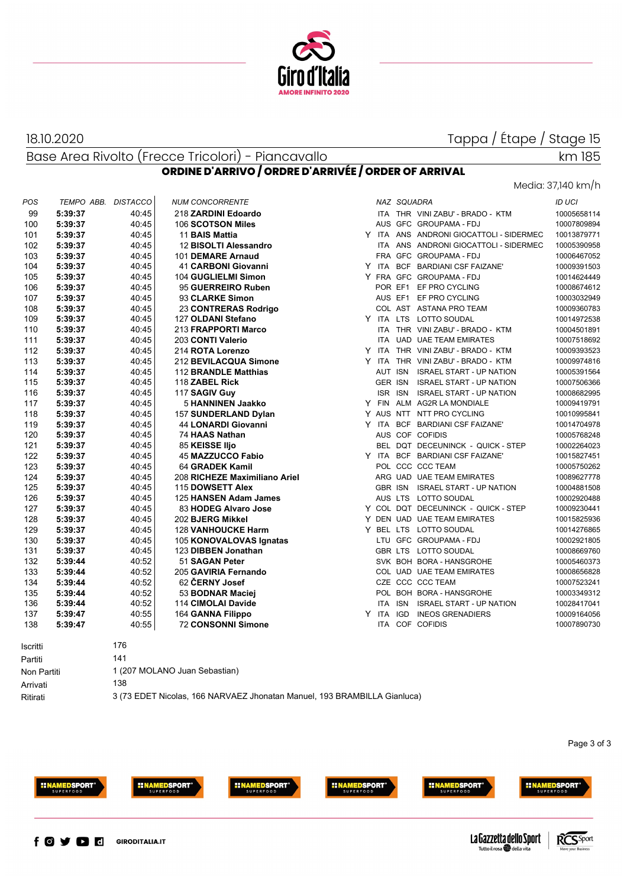18.10.2020

Tappa / Étape / Stage 15

Base Area Rivolto (Frecce Tricolori) - Piancavallo

km 185

## ORDINE D'ARRIVO / ORDRE D'ARRIVÉE / ORDER OF ARRIVAL

Media: 37,140 km/h

| POS | TEMPO | ABB. | DISTACCO | NUM | CONCORRENTE | | NAZ | SQUADRA | | ID UCI |
|---|---|---|---|---|---|---|---|---|---|---|
| 99 | **5:39:37** | | 40:45 | 218 | **ZARDINI Edoardo** | | ITA | THR | VINI ZABU' - BRADO - KTM | 10005658114 |
| 100 | **5:39:37** | | 40:45 | 106 | **SCOTSON Miles** | | AUS | GFC | GROUPAMA - FDJ | 10007809894 |
| 101 | **5:39:37** | | 40:45 | 11 | **BAIS Mattia** | Y | ITA | ANS | ANDRONI GIOCATTOLI - SIDERMEC | 10013879771 |
| 102 | **5:39:37** | | 40:45 | 12 | **BISOLTI Alessandro** | | ITA | ANS | ANDRONI GIOCATTOLI - SIDERMEC | 10005390958 |
| 103 | **5:39:37** | | 40:45 | 101 | **DEMARE Arnaud** | | FRA | GFC | GROUPAMA - FDJ | 10006467052 |
| 104 | **5:39:37** | | 40:45 | 41 | **CARBONI Giovanni** | Y | ITA | BCF | BARDIANI CSF FAIZANE' | 10009391503 |
| 105 | **5:39:37** | | 40:45 | 104 | **GUGLIELMI Simon** | Y | FRA | GFC | GROUPAMA - FDJ | 10014624449 |
| 106 | **5:39:37** | | 40:45 | 95 | **GUERREIRO Ruben** | | POR | EF1 | EF PRO CYCLING | 10008674612 |
| 107 | **5:39:37** | | 40:45 | 93 | **CLARKE Simon** | | AUS | EF1 | EF PRO CYCLING | 10003032949 |
| 108 | **5:39:37** | | 40:45 | 23 | **CONTRERAS Rodrigo** | | COL | AST | ASTANA PRO TEAM | 10009360783 |
| 109 | **5:39:37** | | 40:45 | 127 | **OLDANI Stefano** | Y | ITA | LTS | LOTTO SOUDAL | 10014972538 |
| 110 | **5:39:37** | | 40:45 | 213 | **FRAPPORTI Marco** | | ITA | THR | VINI ZABU' - BRADO - KTM | 10004501891 |
| 111 | **5:39:37** | | 40:45 | 203 | **CONTI Valerio** | | ITA | UAD | UAE TEAM EMIRATES | 10007518692 |
| 112 | **5:39:37** | | 40:45 | 214 | **ROTA Lorenzo** | Y | ITA | THR | VINI ZABU' - BRADO - KTM | 10009393523 |
| 113 | **5:39:37** | | 40:45 | 212 | **BEVILACQUA Simone** | Y | ITA | THR | VINI ZABU' - BRADO - KTM | 10009974816 |
| 114 | **5:39:37** | | 40:45 | 112 | **BRANDLE Matthias** | | AUT | ISN | ISRAEL START - UP NATION | 10005391564 |
| 115 | **5:39:37** | | 40:45 | 118 | **ZABEL Rick** | | GER | ISN | ISRAEL START - UP NATION | 10007506366 |
| 116 | **5:39:37** | | 40:45 | 117 | **SAGIV Guy** | | ISR | ISN | ISRAEL START - UP NATION | 10008682995 |
| 117 | **5:39:37** | | 40:45 | 5 | **HANNINEN Jaakko** | Y | FIN | ALM | AG2R LA MONDIALE | 10009419791 |
| 118 | **5:39:37** | | 40:45 | 157 | **SUNDERLAND Dylan** | Y | AUS | NTT | NTT PRO CYCLING | 10010995841 |
| 119 | **5:39:37** | | 40:45 | 44 | **LONARDI Giovanni** | Y | ITA | BCF | BARDIANI CSF FAIZANE' | 10014704978 |
| 120 | **5:39:37** | | 40:45 | 74 | **HAAS Nathan** | | AUS | COF | COFIDIS | 10005768248 |
| 121 | **5:39:37** | | 40:45 | 85 | **KEISSE Iljo** | | BEL | DQT | DECEUNINCK - QUICK - STEP | 10002264023 |
| 122 | **5:39:37** | | 40:45 | 45 | **MAZZUCCO Fabio** | Y | ITA | BCF | BARDIANI CSF FAIZANE' | 10015827451 |
| 123 | **5:39:37** | | 40:45 | 64 | **GRADEK Kamil** | | POL | CCC | CCC TEAM | 10005750262 |
| 124 | **5:39:37** | | 40:45 | 208 | **RICHEZE Maximiliano Ariel** | | ARG | UAD | UAE TEAM EMIRATES | 10089627778 |
| 125 | **5:39:37** | | 40:45 | 115 | **DOWSETT Alex** | | GBR | ISN | ISRAEL START - UP NATION | 10004881508 |
| 126 | **5:39:37** | | 40:45 | 125 | **HANSEN Adam James** | | AUS | LTS | LOTTO SOUDAL | 10002920488 |
| 127 | **5:39:37** | | 40:45 | 83 | **HODEG Alvaro Jose** | Y | COL | DQT | DECEUNINCK - QUICK - STEP | 10009230441 |
| 128 | **5:39:37** | | 40:45 | 202 | **BJERG Mikkel** | Y | DEN | UAD | UAE TEAM EMIRATES | 10015825936 |
| 129 | **5:39:37** | | 40:45 | 128 | **VANHOUCKE Harm** | Y | BEL | LTS | LOTTO SOUDAL | 10014276865 |
| 130 | **5:39:37** | | 40:45 | 105 | **KONOVALOVAS Ignatas** | | LTU | GFC | GROUPAMA - FDJ | 10002921805 |
| 131 | **5:39:37** | | 40:45 | 123 | **DIBBEN Jonathan** | | GBR | LTS | LOTTO SOUDAL | 10008669760 |
| 132 | **5:39:44** | | 40:52 | 51 | **SAGAN Peter** | | SVK | BOH | BORA - HANSGROHE | 10005460373 |
| 133 | **5:39:44** | | 40:52 | 205 | **GAVIRIA Fernando** | | COL | UAD | UAE TEAM EMIRATES | 10008656828 |
| 134 | **5:39:44** | | 40:52 | 62 | **ČERNY Josef** | | CZE | CCC | CCC TEAM | 10007523241 |
| 135 | **5:39:44** | | 40:52 | 53 | **BODNAR Maciej** | | POL | BOH | BORA - HANSGROHE | 10003349312 |
| 136 | **5:39:44** | | 40:52 | 114 | **CIMOLAI Davide** | | ITA | ISN | ISRAEL START - UP NATION | 10028417041 |
| 137 | **5:39:47** | | 40:55 | 164 | **GANNA Filippo** | Y | ITA | IGD | INEOS GRENADIERS | 10009164056 |
| 138 | **5:39:47** | | 40:55 | 72 | **CONSONNI Simone** | | ITA | COF | COFIDIS | 10007890730 |

| | |
|---|---|
| Iscritti | 176 |
| Partiti | 141 |
| Non Partiti | 1 (207 MOLANO Juan Sebastian) |
| Arrivati | 138 |
| Ritirati | 3 (73 EDET Nicolas, 166 NARVAEZ Jhonatan Manuel, 193 BRAMBILLA Gianluca) |

GIRODITALIA.IT